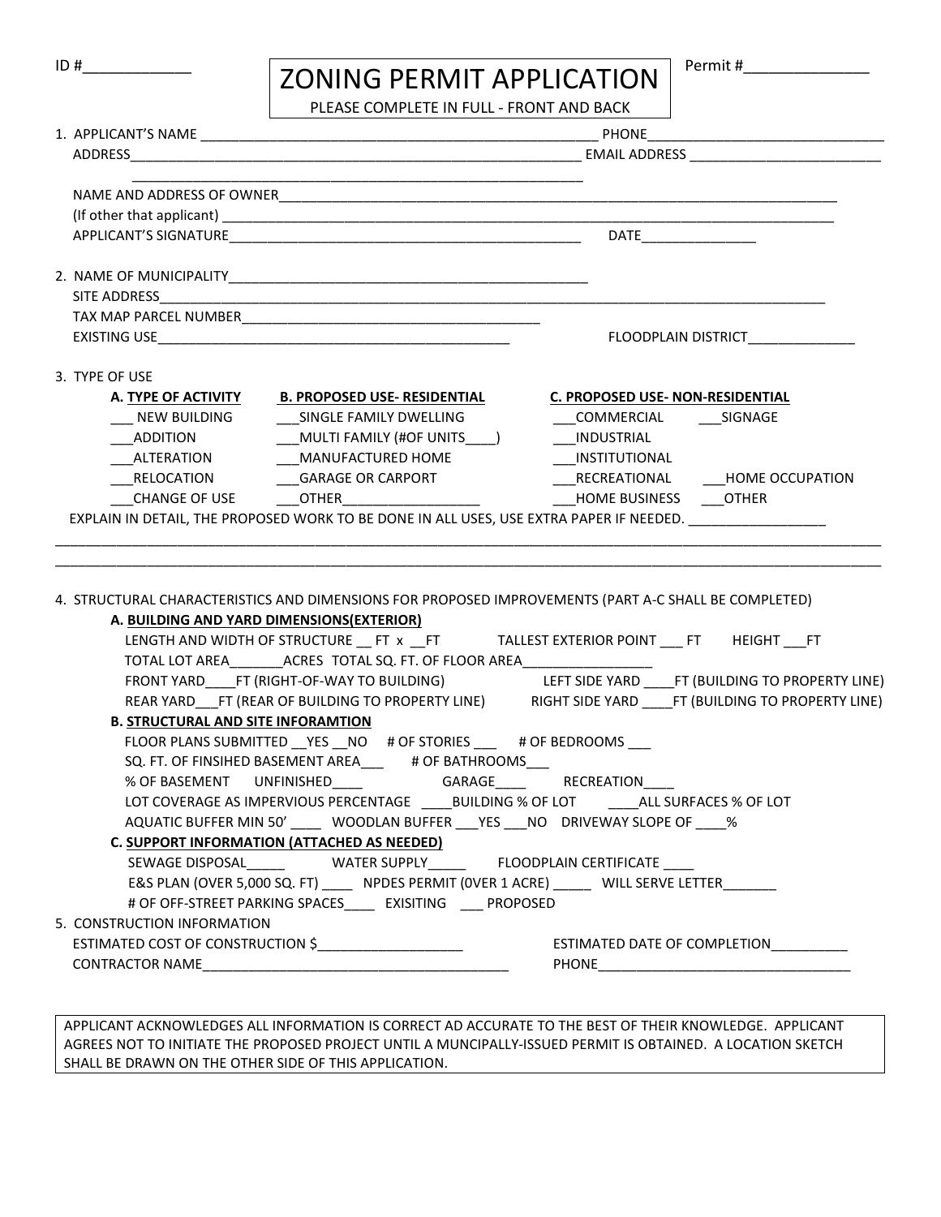ID #_____________

# ZONING PERMIT APPLICATION

PLEASE COMPLETE IN FULL - FRONT AND BACK

Permit #_______________

1. APPLICANT'S NAME _______________________________________________________ PHONE_______________________________
   ADDRESS___________________________________________________________ EMAIL ADDRESS __________________________
   _______________________________________________________________
   NAME AND ADDRESS OF OWNER_____________________________________________________________________________
   (If other that applicant) _________________________________________________________________________________
   APPLICANT'S SIGNATURE_______________________________________________ DATE_______________

2. NAME OF MUNICIPALITY_________________________________________________
   SITE ADDRESS_____________________________________________________________________________________________
   TAX MAP PARCEL NUMBER________________________________________
   EXISTING USE_______________________________________________ FLOODPLAIN DISTRICT______________

3. TYPE OF USE

| **A. TYPE OF ACTIVITY** | **B. PROPOSED USE- RESIDENTIAL** | **C. PROPOSED USE- NON-RESIDENTIAL** | |
|---|---|---|---|
| ___ NEW BUILDING | ___SINGLE FAMILY DWELLING | ___COMMERCIAL | ___SIGNAGE |
| ___ADDITION | ___MULTI FAMILY (#OF UNITS____) | ___INDUSTRIAL | |
| ___ALTERATION | ___MANUFACTURED HOME | ___INSTITUTIONAL | |
| ___RELOCATION | ___GARAGE OR CARPORT | ___RECREATIONAL | ___HOME OCCUPATION |
| ___CHANGE OF USE | ___OTHER__________________ | ___HOME BUSINESS | ___OTHER |

   EXPLAIN IN DETAIL, THE PROPOSED WORK TO BE DONE IN ALL USES, USE EXTRA PAPER IF NEEDED. __________________
   _____________________________________________________________________________________________________________
   _____________________________________________________________________________________________________________

4. STRUCTURAL CHARACTERISTICS AND DIMENSIONS FOR PROPOSED IMPROVEMENTS (PART A-C SHALL BE COMPLETED)

   **A. BUILDING AND YARD DIMENSIONS(EXTERIOR)**

   LENGTH AND WIDTH OF STRUCTURE __ FT x __FT TALLEST EXTERIOR POINT ___ FT HEIGHT ___FT
   TOTAL LOT AREA_______ACRES TOTAL SQ. FT. OF FLOOR AREA_________________
   FRONT YARD____FT (RIGHT-OF-WAY TO BUILDING) LEFT SIDE YARD ____FT (BUILDING TO PROPERTY LINE)
   REAR YARD___FT (REAR OF BUILDING TO PROPERTY LINE) RIGHT SIDE YARD ____FT (BUILDING TO PROPERTY LINE)

   **B. STRUCTURAL AND SITE INFORAMTION**

   FLOOR PLANS SUBMITTED __YES __NO # OF STORIES ___ # OF BEDROOMS ___
   SQ. FT. OF FINSIHED BASEMENT AREA___ # OF BATHROOMS___
   % OF BASEMENT UNFINISHED____ GARAGE____ RECREATION____
   LOT COVERAGE AS IMPERVIOUS PERCENTAGE ____BUILDING % OF LOT ____ALL SURFACES % OF LOT
   AQUATIC BUFFER MIN 50' ____ WOODLAN BUFFER ___YES ___NO DRIVEWAY SLOPE OF ____%

   **C. SUPPORT INFORMATION (ATTACHED AS NEEDED)**

   SEWAGE DISPOSAL_____ WATER SUPPLY_____ FLOODPLAIN CERTIFICATE ____
   E&S PLAN (OVER 5,000 SQ. FT) ____ NPDES PERMIT (0VER 1 ACRE) _____ WILL SERVE LETTER_______
   # OF OFF-STREET PARKING SPACES____ EXISITING ___ PROPOSED

5. CONSTRUCTION INFORMATION
   ESTIMATED COST OF CONSTRUCTION $___________________ ESTIMATED DATE OF COMPLETION__________
   CONTRACTOR NAME_________________________________________ PHONE__________________________________

APPLICANT ACKNOWLEDGES ALL INFORMATION IS CORRECT AD ACCURATE TO THE BEST OF THEIR KNOWLEDGE. APPLICANT AGREES NOT TO INITIATE THE PROPOSED PROJECT UNTIL A MUNCIPALLY-ISSUED PERMIT IS OBTAINED. A LOCATION SKETCH SHALL BE DRAWN ON THE OTHER SIDE OF THIS APPLICATION.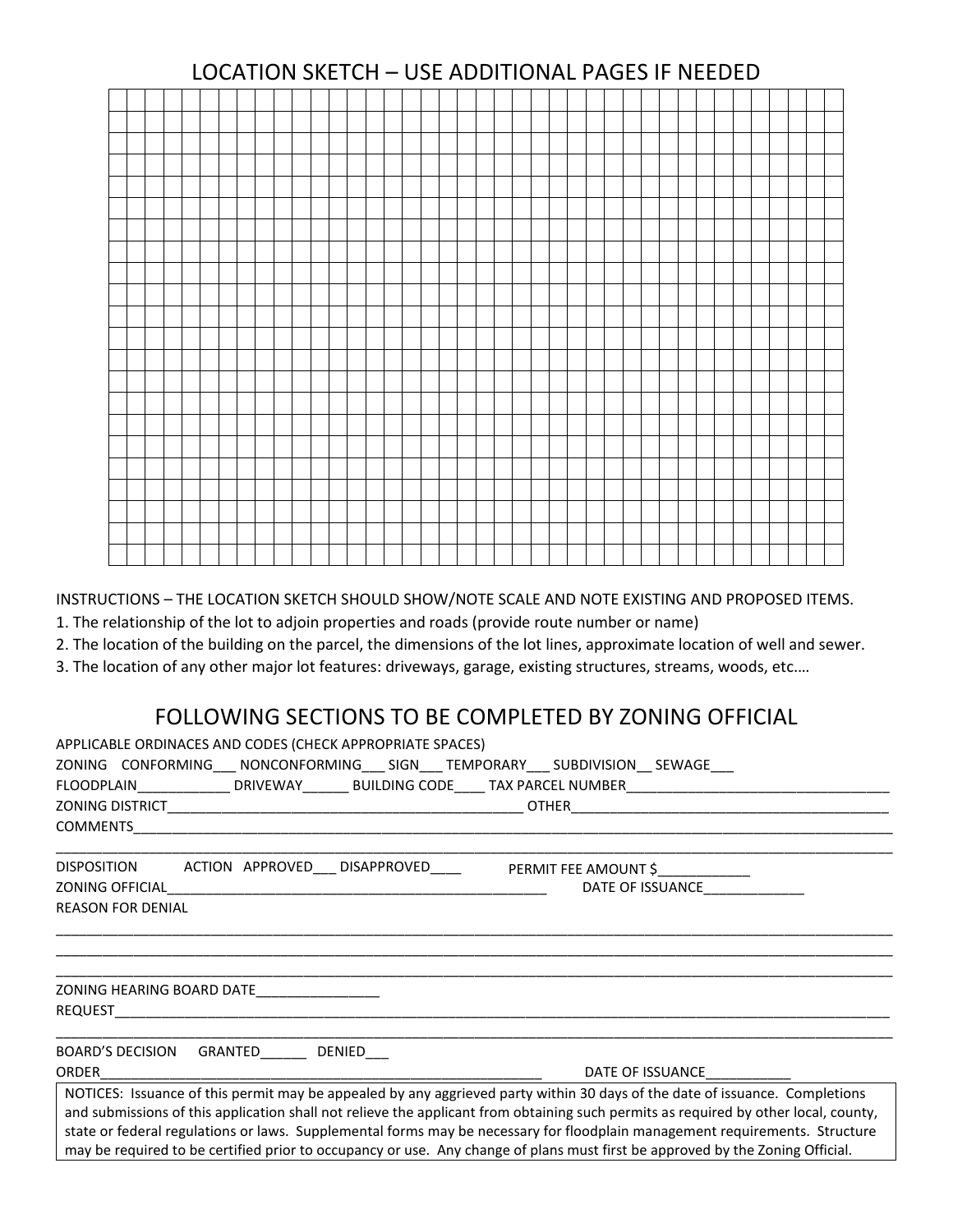## LOCATION SKETCH – USE ADDITIONAL PAGES IF NEEDED

INSTRUCTIONS – THE LOCATION SKETCH SHOULD SHOW/NOTE SCALE AND NOTE EXISTING AND PROPOSED ITEMS.

1. The relationship of the lot to adjoin properties and roads (provide route number or name)
2. The location of the building on the parcel, the dimensions of the lot lines, approximate location of well and sewer.
3. The location of any other major lot features: driveways, garage, existing structures, streams, woods, etc.…

## FOLLOWING SECTIONS TO BE COMPLETED BY ZONING OFFICIAL

APPLICABLE ORDINACES AND CODES (CHECK APPROPRIATE SPACES)

ZONING CONFORMING___ NONCONFORMING___ SIGN___ TEMPORARY___ SUBDIVISION__ SEWAGE___

FLOODPLAIN____________ DRIVEWAY______ BUILDING CODE____ TAX PARCEL NUMBER__________________________________

ZONING DISTRICT_______________________________________________ OTHER__________________________________________

COMMENTS_______________________________________________________________________________________________________

_______________________________________________________________________________________________________________

DISPOSITION ACTION APPROVED___ DISAPPROVED____ PERMIT FEE AMOUNT $____________

ZONING OFFICIAL___________________________________________________ DATE OF ISSUANCE_____________

REASON FOR DENIAL

_______________________________________________________________________________________________________________

_______________________________________________________________________________________________________________

_______________________________________________________________________________________________________________

ZONING HEARING BOARD DATE________________

REQUEST________________________________________________________________________________________________________

_______________________________________________________________________________________________________________

BOARD'S DECISION GRANTED______ DENIED___

ORDER___________________________________________________________ DATE OF ISSUANCE___________

NOTICES: Issuance of this permit may be appealed by any aggrieved party within 30 days of the date of issuance. Completions and submissions of this application shall not relieve the applicant from obtaining such permits as required by other local, county, state or federal regulations or laws. Supplemental forms may be necessary for floodplain management requirements. Structure may be required to be certified prior to occupancy or use. Any change of plans must first be approved by the Zoning Official.